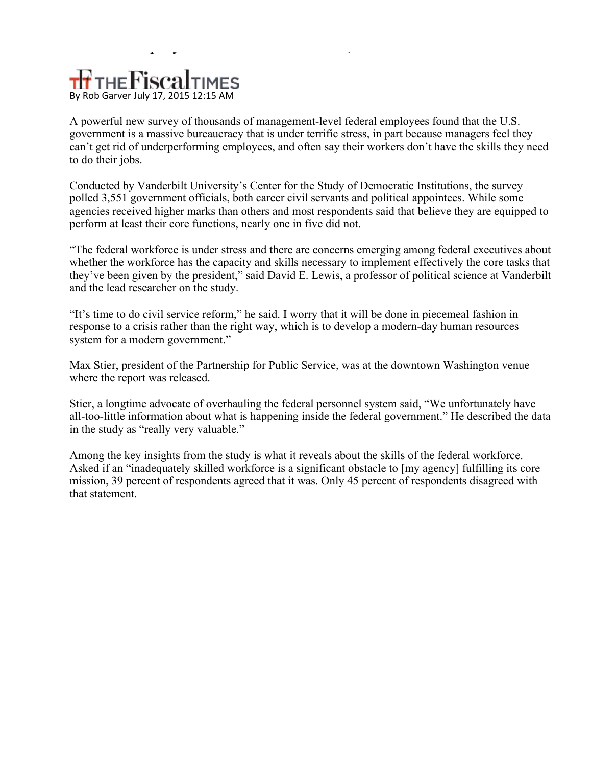THE Fiscal TIMES

By Rob Garver July 17, 2015 12:15 AM

A powerful new survey of thousands of management-level federal employees found that the U.S. government is a massive bureaucracy that is under terrific stress, in part because managers feel they can't get rid of underperforming employees, and often say their workers don't have the skills they need to do their jobs.

Conducted by Vanderbilt University's Center for the Study of Democratic Institutions, the survey polled 3,551 government officials, both career civil servants and political appointees. While some agencies received higher marks than others and most respondents said that believe they are equipped to perform at least their core functions, nearly one in five did not.

"The federal workforce is under stress and there are concerns emerging among federal executives about whether the workforce has the capacity and skills necessary to implement effectively the core tasks that they've been given by the president," said David E. Lewis, a professor of political science at Vanderbilt and the lead researcher on the study.

"It's time to do civil service reform," he said. I worry that it will be done in piecemeal fashion in response to a crisis rather than the right way, which is to develop a modern-day human resources system for a modern government."

Max Stier, president of the Partnership for Public Service, was at the downtown Washington venue where the report was released.

Stier, a longtime advocate of overhauling the federal personnel system said, "We unfortunately have all-too-little information about what is happening inside the federal government." He described the data in the study as "really very valuable."

Among the key insights from the study is what it reveals about the skills of the federal workforce. Asked if an "inadequately skilled workforce is a significant obstacle to [my agency] fulfilling its core mission, 39 percent of respondents agreed that it was. Only 45 percent of respondents disagreed with that statement.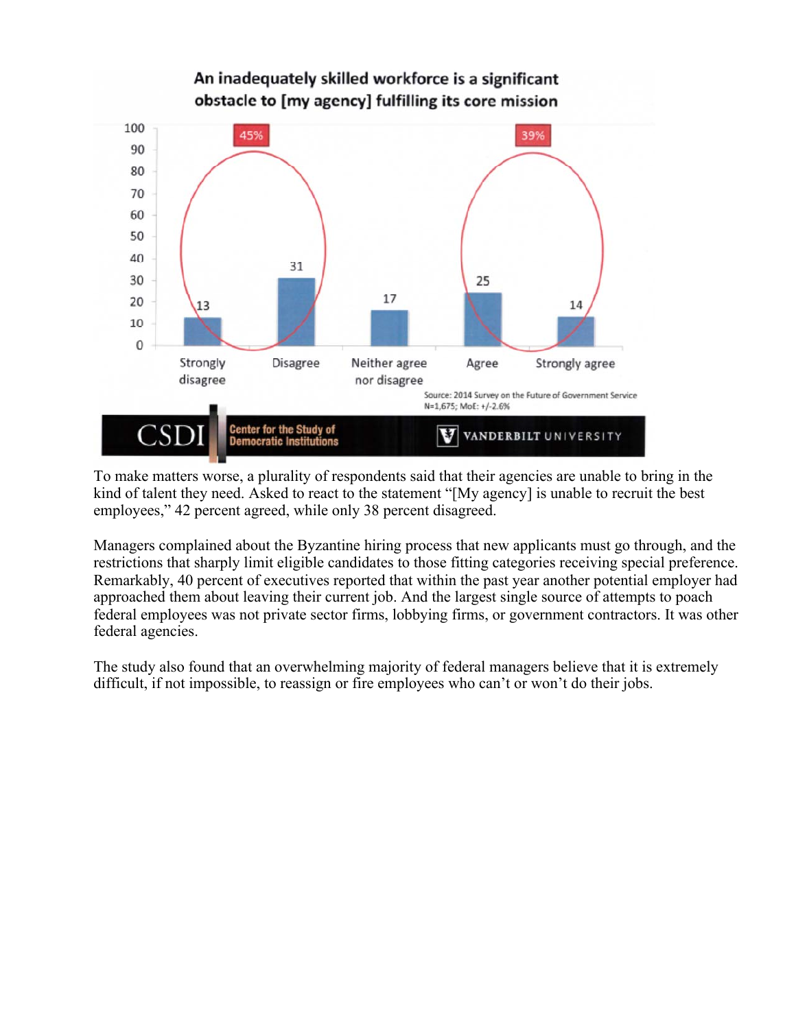To make matters worse, a plurality of respondents said that their agencies are unable to bring in the kind of talent they need. Asked to react to the statement "[My agency] is unable to recruit the best employees," 42 percent agreed, while only 38 percent disagreed.

Managers complained about the Byzantine hiring process that new applicants must go through, and the restrictions that sharply limit eligible candidates to those fitting categories receiving special preference. Remarkably, 40 percent of executives reported that within the past year another potential employer had approached them about leaving their current job. And the largest single source of attempts to poach federal employees was not private sector firms, lobbying firms, or government contractors. It was other federal agencies.

The study also found that an overwhelming majority of federal managers believe that it is extremely difficult, if not impossible, to reassign or fire employees who can't or won't do their jobs.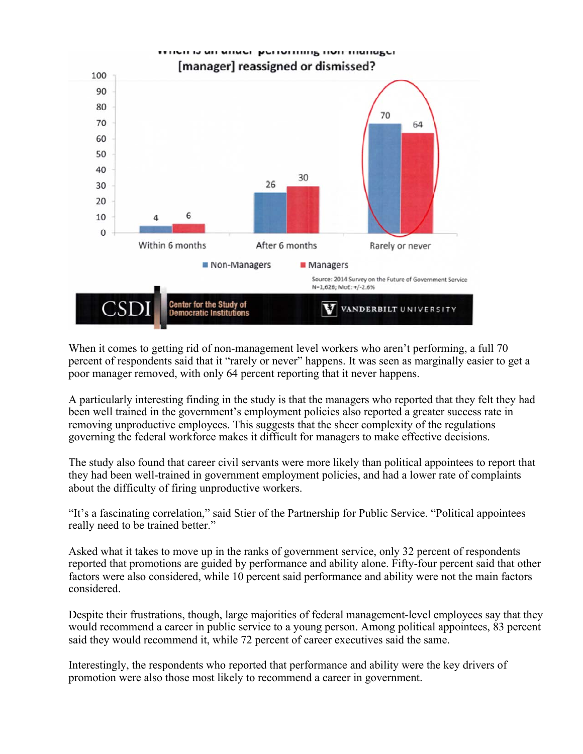When is an under performing non manager [manager] reassigned or dismissed?

100
90
80
70
60
50
40
30
20
10
0

4
6
Within 6 months

26
30
After 6 months

70
64
Rarely or never

Non-Managers
Managers

Source: 2014 Survey on the Future of Government Service
N=1,626; MoE: +/-2.6%

CSDI Center for the Study of Democratic Institutions
VANDERBILT UNIVERSITY

When it comes to getting rid of non-management level workers who aren't performing, a full 70 percent of respondents said that it "rarely or never" happens. It was seen as marginally easier to get a poor manager removed, with only 64 percent reporting that it never happens.

A particularly interesting finding in the study is that the managers who reported that they felt they had been well trained in the government's employment policies also reported a greater success rate in removing unproductive employees. This suggests that the sheer complexity of the regulations governing the federal workforce makes it difficult for managers to make effective decisions.

The study also found that career civil servants were more likely than political appointees to report that they had been well-trained in government employment policies, and had a lower rate of complaints about the difficulty of firing unproductive workers.

"It's a fascinating correlation," said Stier of the Partnership for Public Service. "Political appointees really need to be trained better."

Asked what it takes to move up in the ranks of government service, only 32 percent of respondents reported that promotions are guided by performance and ability alone. Fifty-four percent said that other factors were also considered, while 10 percent said performance and ability were not the main factors considered.

Despite their frustrations, though, large majorities of federal management-level employees say that they would recommend a career in public service to a young person. Among political appointees, 83 percent said they would recommend it, while 72 percent of career executives said the same.

Interestingly, the respondents who reported that performance and ability were the key drivers of promotion were also those most likely to recommend a career in government.